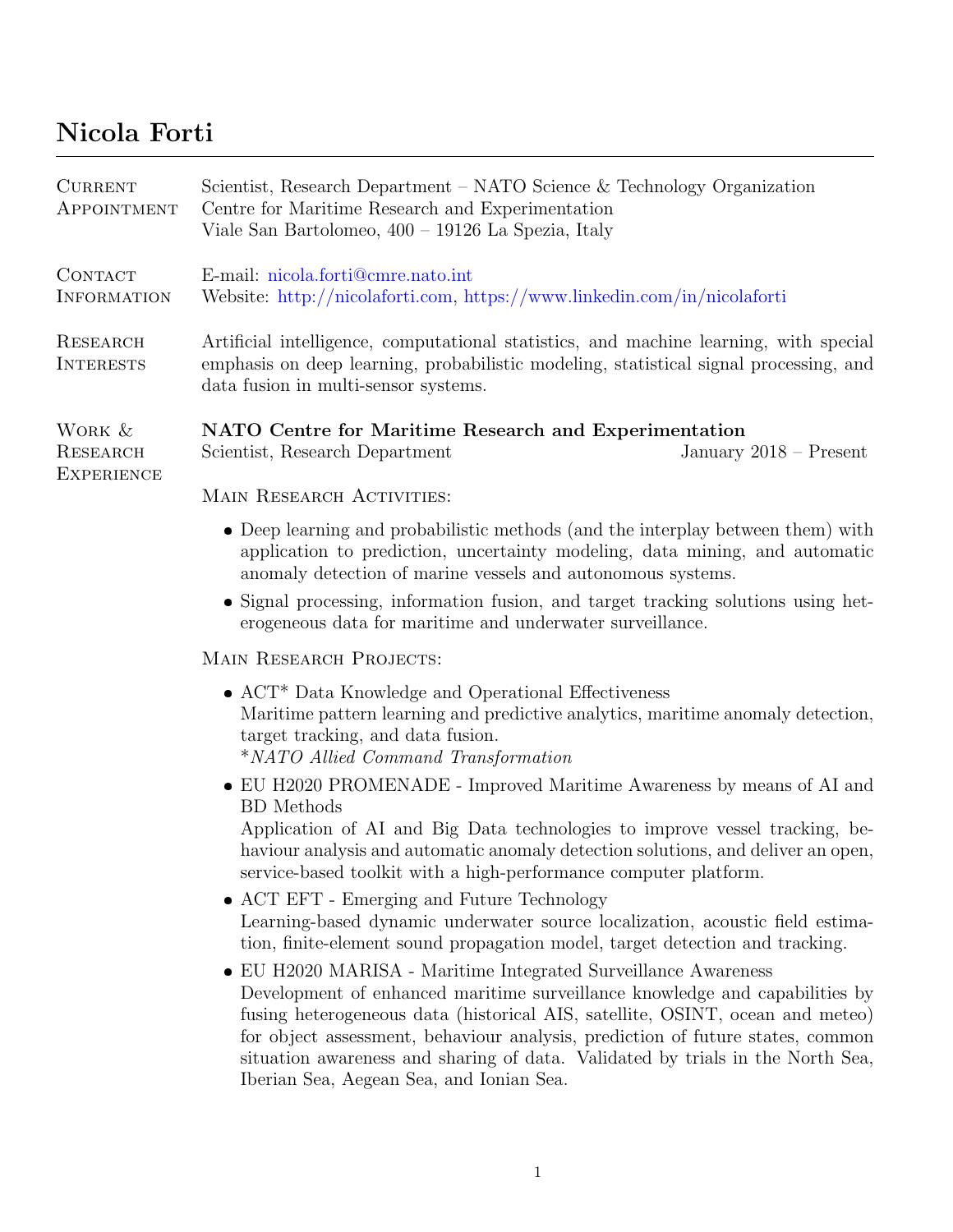# Nicola Forti

**Current Appointment**

Scientist, Research Department – NATO Science & Technology Organization
Centre for Maritime Research and Experimentation
Viale San Bartolomeo, 400 – 19126 La Spezia, Italy

**Contact Information**

E-mail: nicola.forti@cmre.nato.int
Website: http://nicolaforti.com, https://www.linkedin.com/in/nicolaforti

**Research Interests**

Artificial intelligence, computational statistics, and machine learning, with special emphasis on deep learning, probabilistic modeling, statistical signal processing, and data fusion in multi-sensor systems.

**Work & Research Experience**

**NATO Centre for Maritime Research and Experimentation**
Scientist, Research Department — January 2018 – Present

Main Research Activities:

- Deep learning and probabilistic methods (and the interplay between them) with application to prediction, uncertainty modeling, data mining, and automatic anomaly detection of marine vessels and autonomous systems.
- Signal processing, information fusion, and target tracking solutions using heterogeneous data for maritime and underwater surveillance.

Main Research Projects:

- ACT* Data Knowledge and Operational Effectiveness
  Maritime pattern learning and predictive analytics, maritime anomaly detection, target tracking, and data fusion.
  **NATO Allied Command Transformation*
- EU H2020 PROMENADE - Improved Maritime Awareness by means of AI and BD Methods
  Application of AI and Big Data technologies to improve vessel tracking, behaviour analysis and automatic anomaly detection solutions, and deliver an open, service-based toolkit with a high-performance computer platform.
- ACT EFT - Emerging and Future Technology
  Learning-based dynamic underwater source localization, acoustic field estimation, finite-element sound propagation model, target detection and tracking.
- EU H2020 MARISA - Maritime Integrated Surveillance Awareness
  Development of enhanced maritime surveillance knowledge and capabilities by fusing heterogeneous data (historical AIS, satellite, OSINT, ocean and meteo) for object assessment, behaviour analysis, prediction of future states, common situation awareness and sharing of data. Validated by trials in the North Sea, Iberian Sea, Aegean Sea, and Ionian Sea.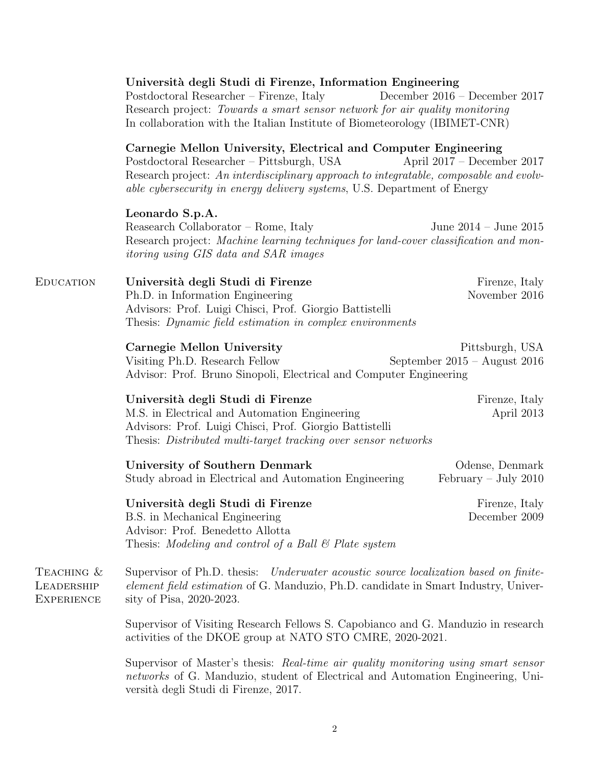**Università degli Studi di Firenze, Information Engineering**
Postdoctoral Researcher – Firenze, Italy — December 2016 – December 2017
Research project: *Towards a smart sensor network for air quality monitoring*
In collaboration with the Italian Institute of Biometeorology (IBIMET-CNR)

**Carnegie Mellon University, Electrical and Computer Engineering**
Postdoctoral Researcher – Pittsburgh, USA — April 2017 – December 2017
Research project: *An interdisciplinary approach to integratable, composable and evolvable cybersecurity in energy delivery systems*, U.S. Department of Energy

**Leonardo S.p.A.**
Reasearch Collaborator – Rome, Italy — June 2014 – June 2015
Research project: *Machine learning techniques for land-cover classification and monitoring using GIS data and SAR images*

## Education

**Università degli Studi di Firenze** — Firenze, Italy
Ph.D. in Information Engineering — November 2016
Advisors: Prof. Luigi Chisci, Prof. Giorgio Battistelli
Thesis: *Dynamic field estimation in complex environments*

**Carnegie Mellon University** — Pittsburgh, USA
Visiting Ph.D. Research Fellow — September 2015 – August 2016
Advisor: Prof. Bruno Sinopoli, Electrical and Computer Engineering

**Università degli Studi di Firenze** — Firenze, Italy
M.S. in Electrical and Automation Engineering — April 2013
Advisors: Prof. Luigi Chisci, Prof. Giorgio Battistelli
Thesis: *Distributed multi-target tracking over sensor networks*

**University of Southern Denmark** — Odense, Denmark
Study abroad in Electrical and Automation Engineering — February – July 2010

**Università degli Studi di Firenze** — Firenze, Italy
B.S. in Mechanical Engineering — December 2009
Advisor: Prof. Benedetto Allotta
Thesis: *Modeling and control of a Ball & Plate system*

## Teaching & Leadership Experience

Supervisor of Ph.D. thesis: *Underwater acoustic source localization based on finite-element field estimation* of G. Manduzio, Ph.D. candidate in Smart Industry, University of Pisa, 2020-2023.

Supervisor of Visiting Research Fellows S. Capobianco and G. Manduzio in research activities of the DKOE group at NATO STO CMRE, 2020-2021.

Supervisor of Master's thesis: *Real-time air quality monitoring using smart sensor networks* of G. Manduzio, student of Electrical and Automation Engineering, Università degli Studi di Firenze, 2017.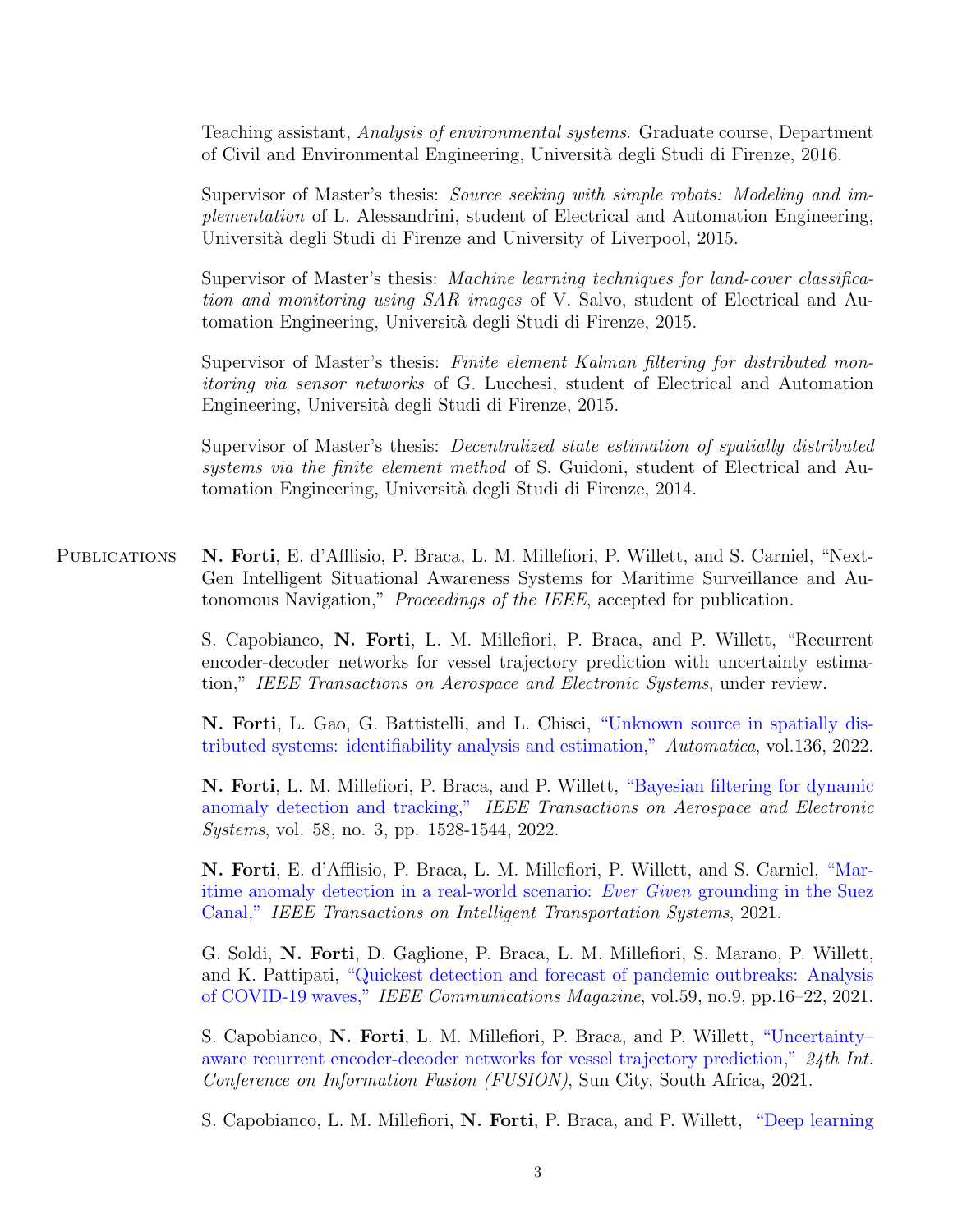Teaching assistant, *Analysis of environmental systems*. Graduate course, Department of Civil and Environmental Engineering, Università degli Studi di Firenze, 2016.

Supervisor of Master's thesis: *Source seeking with simple robots: Modeling and implementation* of L. Alessandrini, student of Electrical and Automation Engineering, Università degli Studi di Firenze and University of Liverpool, 2015.

Supervisor of Master's thesis: *Machine learning techniques for land-cover classification and monitoring using SAR images* of V. Salvo, student of Electrical and Automation Engineering, Università degli Studi di Firenze, 2015.

Supervisor of Master's thesis: *Finite element Kalman filtering for distributed monitoring via sensor networks* of G. Lucchesi, student of Electrical and Automation Engineering, Università degli Studi di Firenze, 2015.

Supervisor of Master's thesis: *Decentralized state estimation of spatially distributed systems via the finite element method* of S. Guidoni, student of Electrical and Automation Engineering, Università degli Studi di Firenze, 2014.

## Publications

**N. Forti**, E. d'Afflisio, P. Braca, L. M. Millefiori, P. Willett, and S. Carniel, "Next-Gen Intelligent Situational Awareness Systems for Maritime Surveillance and Autonomous Navigation," *Proceedings of the IEEE*, accepted for publication.

S. Capobianco, **N. Forti**, L. M. Millefiori, P. Braca, and P. Willett, "Recurrent encoder-decoder networks for vessel trajectory prediction with uncertainty estimation," *IEEE Transactions on Aerospace and Electronic Systems*, under review.

**N. Forti**, L. Gao, G. Battistelli, and L. Chisci, "Unknown source in spatially distributed systems: identifiability analysis and estimation," *Automatica*, vol.136, 2022.

**N. Forti**, L. M. Millefiori, P. Braca, and P. Willett, "Bayesian filtering for dynamic anomaly detection and tracking," *IEEE Transactions on Aerospace and Electronic Systems*, vol. 58, no. 3, pp. 1528-1544, 2022.

**N. Forti**, E. d'Afflisio, P. Braca, L. M. Millefiori, P. Willett, and S. Carniel, "Maritime anomaly detection in a real-world scenario: *Ever Given* grounding in the Suez Canal," *IEEE Transactions on Intelligent Transportation Systems*, 2021.

G. Soldi, **N. Forti**, D. Gaglione, P. Braca, L. M. Millefiori, S. Marano, P. Willett, and K. Pattipati, "Quickest detection and forecast of pandemic outbreaks: Analysis of COVID-19 waves," *IEEE Communications Magazine*, vol.59, no.9, pp.16–22, 2021.

S. Capobianco, **N. Forti**, L. M. Millefiori, P. Braca, and P. Willett, "Uncertainty–aware recurrent encoder-decoder networks for vessel trajectory prediction," *24th Int. Conference on Information Fusion (FUSION)*, Sun City, South Africa, 2021.

S. Capobianco, L. M. Millefiori, **N. Forti**, P. Braca, and P. Willett, "Deep learning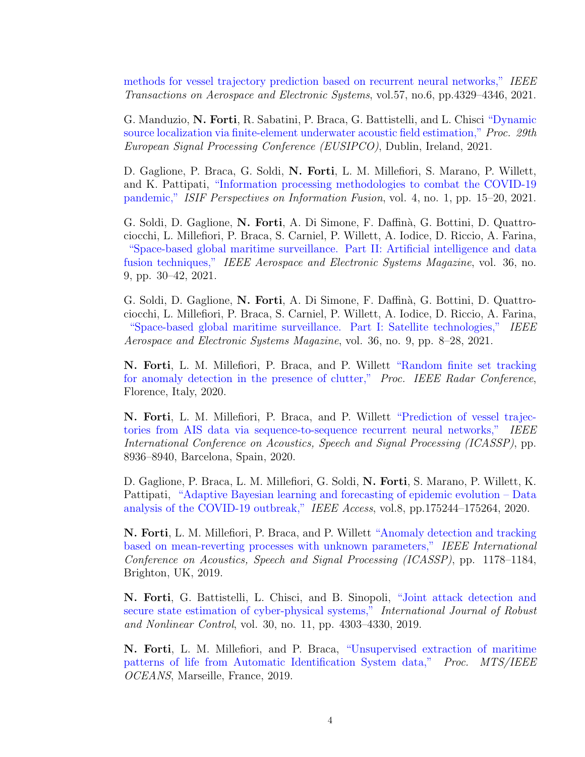methods for vessel trajectory prediction based on recurrent neural networks," *IEEE Transactions on Aerospace and Electronic Systems*, vol.57, no.6, pp.4329–4346, 2021.

G. Manduzio, **N. Forti**, R. Sabatini, P. Braca, G. Battistelli, and L. Chisci "Dynamic source localization via finite-element underwater acoustic field estimation," *Proc. 29th European Signal Processing Conference (EUSIPCO)*, Dublin, Ireland, 2021.

D. Gaglione, P. Braca, G. Soldi, **N. Forti**, L. M. Millefiori, S. Marano, P. Willett, and K. Pattipati, "Information processing methodologies to combat the COVID-19 pandemic," *ISIF Perspectives on Information Fusion*, vol. 4, no. 1, pp. 15–20, 2021.

G. Soldi, D. Gaglione, **N. Forti**, A. Di Simone, F. Daffinà, G. Bottini, D. Quattrociocchi, L. Millefiori, P. Braca, S. Carniel, P. Willett, A. Iodice, D. Riccio, A. Farina, "Space-based global maritime surveillance. Part II: Artificial intelligence and data fusion techniques," *IEEE Aerospace and Electronic Systems Magazine*, vol. 36, no. 9, pp. 30–42, 2021.

G. Soldi, D. Gaglione, **N. Forti**, A. Di Simone, F. Daffinà, G. Bottini, D. Quattrociocchi, L. Millefiori, P. Braca, S. Carniel, P. Willett, A. Iodice, D. Riccio, A. Farina, "Space-based global maritime surveillance. Part I: Satellite technologies," *IEEE Aerospace and Electronic Systems Magazine*, vol. 36, no. 9, pp. 8–28, 2021.

**N. Forti**, L. M. Millefiori, P. Braca, and P. Willett "Random finite set tracking for anomaly detection in the presence of clutter," *Proc. IEEE Radar Conference*, Florence, Italy, 2020.

**N. Forti**, L. M. Millefiori, P. Braca, and P. Willett "Prediction of vessel trajectories from AIS data via sequence-to-sequence recurrent neural networks," *IEEE International Conference on Acoustics, Speech and Signal Processing (ICASSP)*, pp. 8936–8940, Barcelona, Spain, 2020.

D. Gaglione, P. Braca, L. M. Millefiori, G. Soldi, **N. Forti**, S. Marano, P. Willett, K. Pattipati, "Adaptive Bayesian learning and forecasting of epidemic evolution – Data analysis of the COVID-19 outbreak," *IEEE Access*, vol.8, pp.175244–175264, 2020.

**N. Forti**, L. M. Millefiori, P. Braca, and P. Willett "Anomaly detection and tracking based on mean-reverting processes with unknown parameters," *IEEE International Conference on Acoustics, Speech and Signal Processing (ICASSP)*, pp. 1178–1184, Brighton, UK, 2019.

**N. Forti**, G. Battistelli, L. Chisci, and B. Sinopoli, "Joint attack detection and secure state estimation of cyber-physical systems," *International Journal of Robust and Nonlinear Control*, vol. 30, no. 11, pp. 4303–4330, 2019.

**N. Forti**, L. M. Millefiori, and P. Braca, "Unsupervised extraction of maritime patterns of life from Automatic Identification System data," *Proc. MTS/IEEE OCEANS*, Marseille, France, 2019.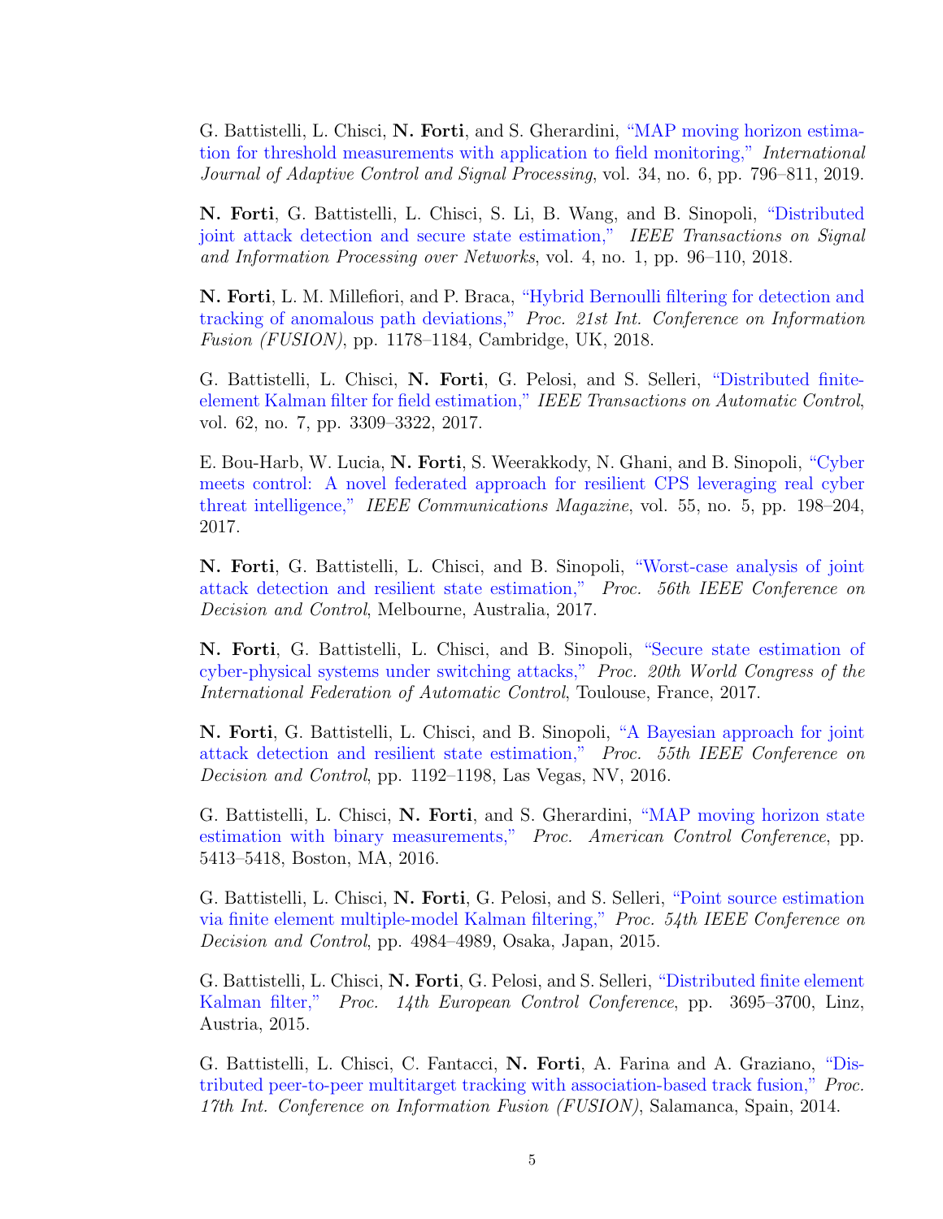G. Battistelli, L. Chisci, **N. Forti**, and S. Gherardini, "MAP moving horizon estimation for threshold measurements with application to field monitoring," *International Journal of Adaptive Control and Signal Processing*, vol. 34, no. 6, pp. 796–811, 2019.

**N. Forti**, G. Battistelli, L. Chisci, S. Li, B. Wang, and B. Sinopoli, "Distributed joint attack detection and secure state estimation," *IEEE Transactions on Signal and Information Processing over Networks*, vol. 4, no. 1, pp. 96–110, 2018.

**N. Forti**, L. M. Millefiori, and P. Braca, "Hybrid Bernoulli filtering for detection and tracking of anomalous path deviations," *Proc. 21st Int. Conference on Information Fusion (FUSION)*, pp. 1178–1184, Cambridge, UK, 2018.

G. Battistelli, L. Chisci, **N. Forti**, G. Pelosi, and S. Selleri, "Distributed finite-element Kalman filter for field estimation," *IEEE Transactions on Automatic Control*, vol. 62, no. 7, pp. 3309–3322, 2017.

E. Bou-Harb, W. Lucia, **N. Forti**, S. Weerakkody, N. Ghani, and B. Sinopoli, "Cyber meets control: A novel federated approach for resilient CPS leveraging real cyber threat intelligence," *IEEE Communications Magazine*, vol. 55, no. 5, pp. 198–204, 2017.

**N. Forti**, G. Battistelli, L. Chisci, and B. Sinopoli, "Worst-case analysis of joint attack detection and resilient state estimation," *Proc. 56th IEEE Conference on Decision and Control*, Melbourne, Australia, 2017.

**N. Forti**, G. Battistelli, L. Chisci, and B. Sinopoli, "Secure state estimation of cyber-physical systems under switching attacks," *Proc. 20th World Congress of the International Federation of Automatic Control*, Toulouse, France, 2017.

**N. Forti**, G. Battistelli, L. Chisci, and B. Sinopoli, "A Bayesian approach for joint attack detection and resilient state estimation," *Proc. 55th IEEE Conference on Decision and Control*, pp. 1192–1198, Las Vegas, NV, 2016.

G. Battistelli, L. Chisci, **N. Forti**, and S. Gherardini, "MAP moving horizon state estimation with binary measurements," *Proc. American Control Conference*, pp. 5413–5418, Boston, MA, 2016.

G. Battistelli, L. Chisci, **N. Forti**, G. Pelosi, and S. Selleri, "Point source estimation via finite element multiple-model Kalman filtering," *Proc. 54th IEEE Conference on Decision and Control*, pp. 4984–4989, Osaka, Japan, 2015.

G. Battistelli, L. Chisci, **N. Forti**, G. Pelosi, and S. Selleri, "Distributed finite element Kalman filter," *Proc. 14th European Control Conference*, pp. 3695–3700, Linz, Austria, 2015.

G. Battistelli, L. Chisci, C. Fantacci, **N. Forti**, A. Farina and A. Graziano, "Distributed peer-to-peer multitarget tracking with association-based track fusion," *Proc. 17th Int. Conference on Information Fusion (FUSION)*, Salamanca, Spain, 2014.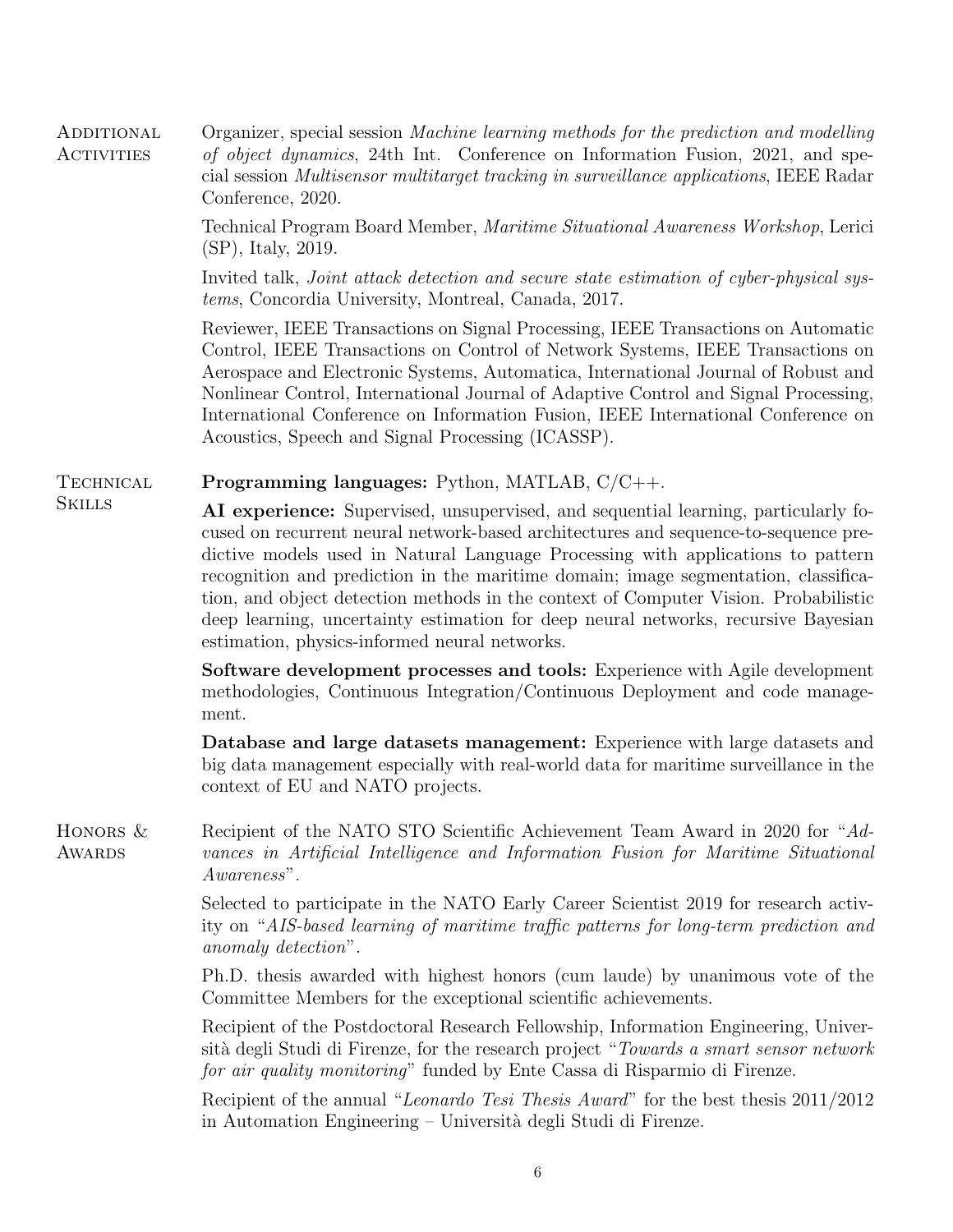## Additional Activities

Organizer, special session *Machine learning methods for the prediction and modelling of object dynamics*, 24th Int. Conference on Information Fusion, 2021, and special session *Multisensor multitarget tracking in surveillance applications*, IEEE Radar Conference, 2020.

Technical Program Board Member, *Maritime Situational Awareness Workshop*, Lerici (SP), Italy, 2019.

Invited talk, *Joint attack detection and secure state estimation of cyber-physical systems*, Concordia University, Montreal, Canada, 2017.

Reviewer, IEEE Transactions on Signal Processing, IEEE Transactions on Automatic Control, IEEE Transactions on Control of Network Systems, IEEE Transactions on Aerospace and Electronic Systems, Automatica, International Journal of Robust and Nonlinear Control, International Journal of Adaptive Control and Signal Processing, International Conference on Information Fusion, IEEE International Conference on Acoustics, Speech and Signal Processing (ICASSP).

## Technical Skills

**Programming languages:** Python, MATLAB, C/C++.

**AI experience:** Supervised, unsupervised, and sequential learning, particularly focused on recurrent neural network-based architectures and sequence-to-sequence predictive models used in Natural Language Processing with applications to pattern recognition and prediction in the maritime domain; image segmentation, classification, and object detection methods in the context of Computer Vision. Probabilistic deep learning, uncertainty estimation for deep neural networks, recursive Bayesian estimation, physics-informed neural networks.

**Software development processes and tools:** Experience with Agile development methodologies, Continuous Integration/Continuous Deployment and code management.

**Database and large datasets management:** Experience with large datasets and big data management especially with real-world data for maritime surveillance in the context of EU and NATO projects.

## Honors & Awards

Recipient of the NATO STO Scientific Achievement Team Award in 2020 for "*Advances in Artificial Intelligence and Information Fusion for Maritime Situational Awareness*".

Selected to participate in the NATO Early Career Scientist 2019 for research activity on "*AIS-based learning of maritime traffic patterns for long-term prediction and anomaly detection*".

Ph.D. thesis awarded with highest honors (cum laude) by unanimous vote of the Committee Members for the exceptional scientific achievements.

Recipient of the Postdoctoral Research Fellowship, Information Engineering, Università degli Studi di Firenze, for the research project "*Towards a smart sensor network for air quality monitoring*" funded by Ente Cassa di Risparmio di Firenze.

Recipient of the annual "*Leonardo Tesi Thesis Award*" for the best thesis 2011/2012 in Automation Engineering – Università degli Studi di Firenze.